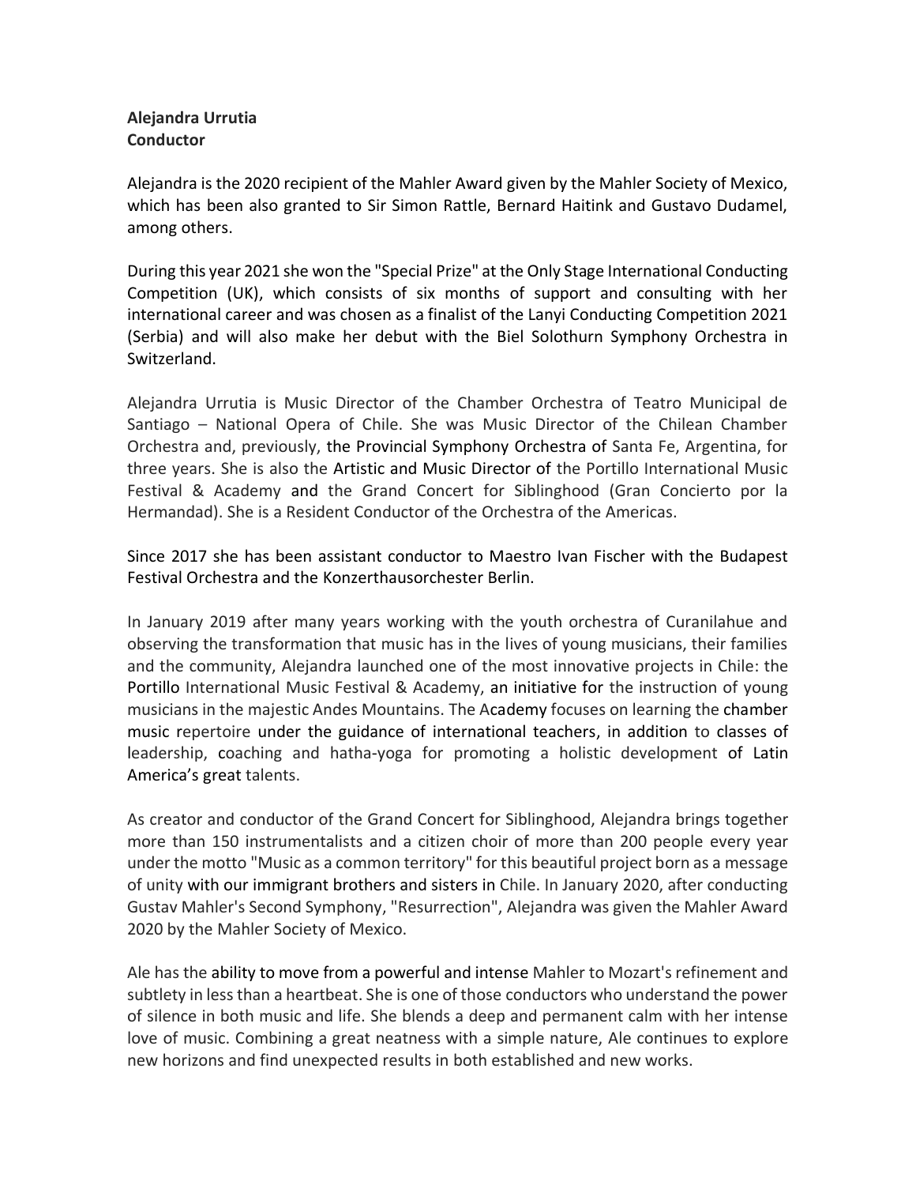**Alejandra Urrutia**
**Conductor**

Alejandra is the 2020 recipient of the Mahler Award given by the Mahler Society of Mexico, which has been also granted to Sir Simon Rattle, Bernard Haitink and Gustavo Dudamel, among others.

During this year 2021 she won the "Special Prize" at the Only Stage International Conducting Competition (UK), which consists of six months of support and consulting with her international career and was chosen as a finalist of the Lanyi Conducting Competition 2021 (Serbia) and will also make her debut with the Biel Solothurn Symphony Orchestra in Switzerland.

Alejandra Urrutia is Music Director of the Chamber Orchestra of Teatro Municipal de Santiago – National Opera of Chile. She was Music Director of the Chilean Chamber Orchestra and, previously, the Provincial Symphony Orchestra of Santa Fe, Argentina, for three years. She is also the Artistic and Music Director of the Portillo International Music Festival & Academy and the Grand Concert for Siblinghood (Gran Concierto por la Hermandad). She is a Resident Conductor of the Orchestra of the Americas.

Since 2017 she has been assistant conductor to Maestro Ivan Fischer with the Budapest Festival Orchestra and the Konzerthausorchester Berlin.

In January 2019 after many years working with the youth orchestra of Curanilahue and observing the transformation that music has in the lives of young musicians, their families and the community, Alejandra launched one of the most innovative projects in Chile: the Portillo International Music Festival & Academy, an initiative for the instruction of young musicians in the majestic Andes Mountains. The Academy focuses on learning the chamber music repertoire under the guidance of international teachers, in addition to classes of leadership, coaching and hatha-yoga for promoting a holistic development of Latin America's great talents.

As creator and conductor of the Grand Concert for Siblinghood, Alejandra brings together more than 150 instrumentalists and a citizen choir of more than 200 people every year under the motto "Music as a common territory" for this beautiful project born as a message of unity with our immigrant brothers and sisters in Chile. In January 2020, after conducting Gustav Mahler's Second Symphony, "Resurrection", Alejandra was given the Mahler Award 2020 by the Mahler Society of Mexico.

Ale has the ability to move from a powerful and intense Mahler to Mozart's refinement and subtlety in less than a heartbeat. She is one of those conductors who understand the power of silence in both music and life. She blends a deep and permanent calm with her intense love of music. Combining a great neatness with a simple nature, Ale continues to explore new horizons and find unexpected results in both established and new works.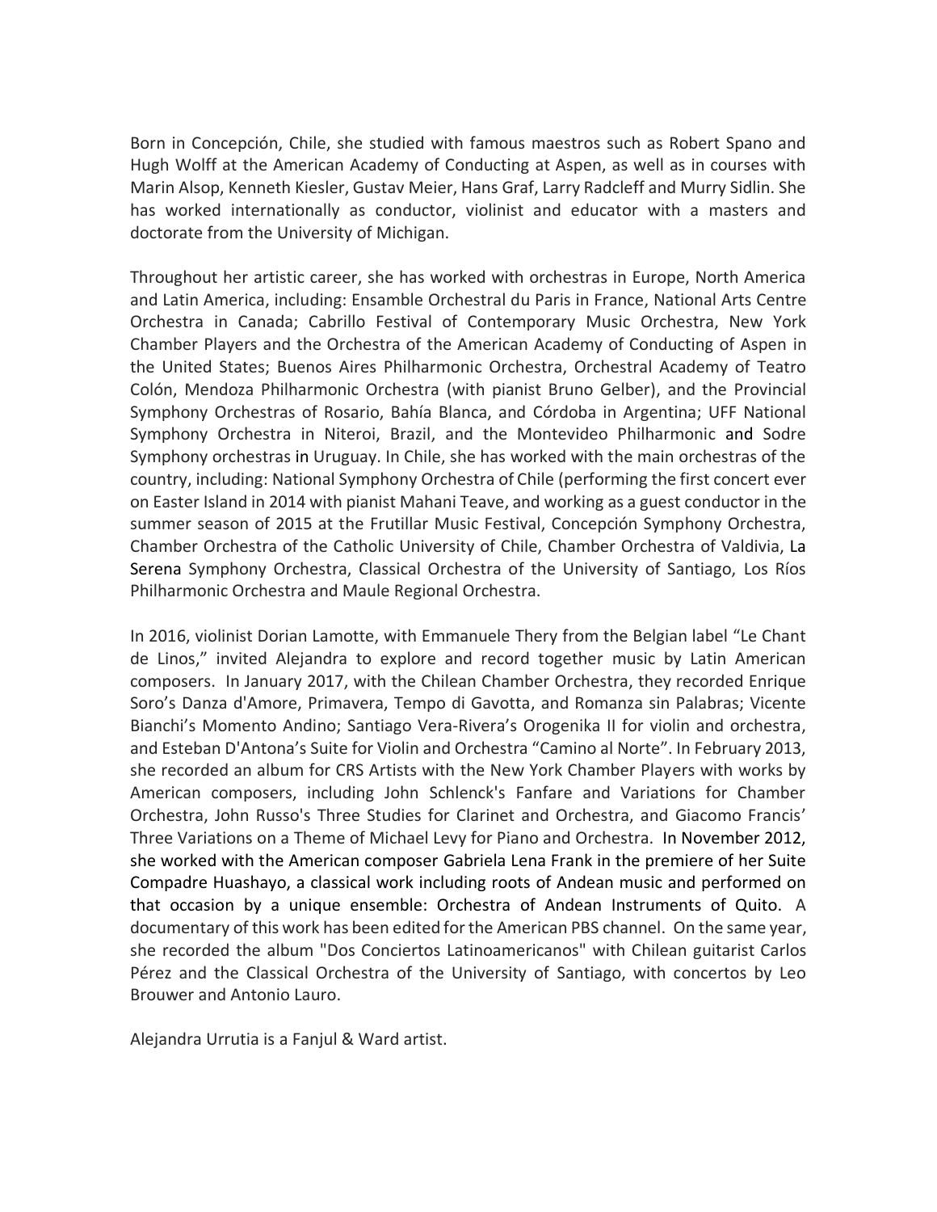Born in Concepción, Chile, she studied with famous maestros such as Robert Spano and Hugh Wolff at the American Academy of Conducting at Aspen, as well as in courses with Marin Alsop, Kenneth Kiesler, Gustav Meier, Hans Graf, Larry Radcleff and Murry Sidlin. She has worked internationally as conductor, violinist and educator with a masters and doctorate from the University of Michigan.

Throughout her artistic career, she has worked with orchestras in Europe, North America and Latin America, including: Ensamble Orchestral du Paris in France, National Arts Centre Orchestra in Canada; Cabrillo Festival of Contemporary Music Orchestra, New York Chamber Players and the Orchestra of the American Academy of Conducting of Aspen in the United States; Buenos Aires Philharmonic Orchestra, Orchestral Academy of Teatro Colón, Mendoza Philharmonic Orchestra (with pianist Bruno Gelber), and the Provincial Symphony Orchestras of Rosario, Bahía Blanca, and Córdoba in Argentina; UFF National Symphony Orchestra in Niteroi, Brazil, and the Montevideo Philharmonic and Sodre Symphony orchestras in Uruguay. In Chile, she has worked with the main orchestras of the country, including: National Symphony Orchestra of Chile (performing the first concert ever on Easter Island in 2014 with pianist Mahani Teave, and working as a guest conductor in the summer season of 2015 at the Frutillar Music Festival, Concepción Symphony Orchestra, Chamber Orchestra of the Catholic University of Chile, Chamber Orchestra of Valdivia, La Serena Symphony Orchestra, Classical Orchestra of the University of Santiago, Los Ríos Philharmonic Orchestra and Maule Regional Orchestra.

In 2016, violinist Dorian Lamotte, with Emmanuele Thery from the Belgian label "Le Chant de Linos," invited Alejandra to explore and record together music by Latin American composers. In January 2017, with the Chilean Chamber Orchestra, they recorded Enrique Soro's Danza d'Amore, Primavera, Tempo di Gavotta, and Romanza sin Palabras; Vicente Bianchi's Momento Andino; Santiago Vera-Rivera's Orogenika II for violin and orchestra, and Esteban D'Antona's Suite for Violin and Orchestra "Camino al Norte". In February 2013, she recorded an album for CRS Artists with the New York Chamber Players with works by American composers, including John Schlenck's Fanfare and Variations for Chamber Orchestra, John Russo's Three Studies for Clarinet and Orchestra, and Giacomo Francis' Three Variations on a Theme of Michael Levy for Piano and Orchestra. In November 2012, she worked with the American composer Gabriela Lena Frank in the premiere of her Suite Compadre Huashayo, a classical work including roots of Andean music and performed on that occasion by a unique ensemble: Orchestra of Andean Instruments of Quito. A documentary of this work has been edited for the American PBS channel. On the same year, she recorded the album "Dos Conciertos Latinoamericanos" with Chilean guitarist Carlos Pérez and the Classical Orchestra of the University of Santiago, with concertos by Leo Brouwer and Antonio Lauro.

Alejandra Urrutia is a Fanjul & Ward artist.